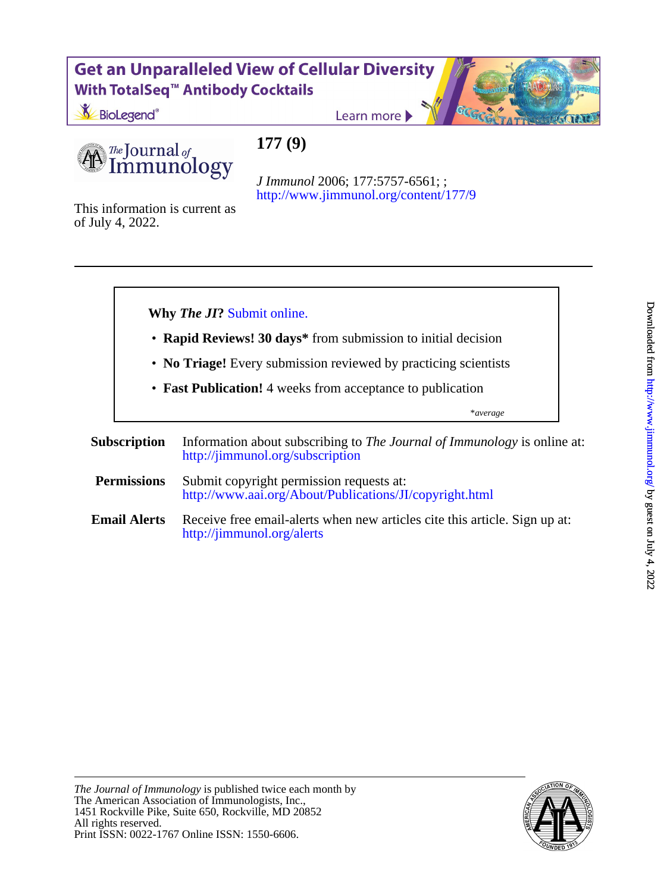Get an Unparalleled View of Cellular Diversity
With TotalSeq™ Antibody Cocktails

BioLegend®

Learn more

The Journal of Immunology

# 177 (9)

*J Immunol* 2006; 177:5757-6561; ;
http://www.jimmunol.org/content/177/9

This information is current as of July 4, 2022.

---

**Why *The JI*?** Submit online.

- **Rapid Reviews! 30 days*** from submission to initial decision
- **No Triage!** Every submission reviewed by practicing scientists
- **Fast Publication!** 4 weeks from acceptance to publication

**average*

**Subscription** Information about subscribing to *The Journal of Immunology* is online at: http://jimmunol.org/subscription

**Permissions** Submit copyright permission requests at: http://www.aai.org/About/Publications/JI/copyright.html

**Email Alerts** Receive free email-alerts when new articles cite this article. Sign up at: http://jimmunol.org/alerts

---

*The Journal of Immunology* is published twice each month by
The American Association of Immunologists, Inc.,
1451 Rockville Pike, Suite 650, Rockville, MD 20852
All rights reserved.
Print ISSN: 0022-1767 Online ISSN: 1550-6606.

Downloaded from http://www.jimmunol.org/ by guest on July 4, 2022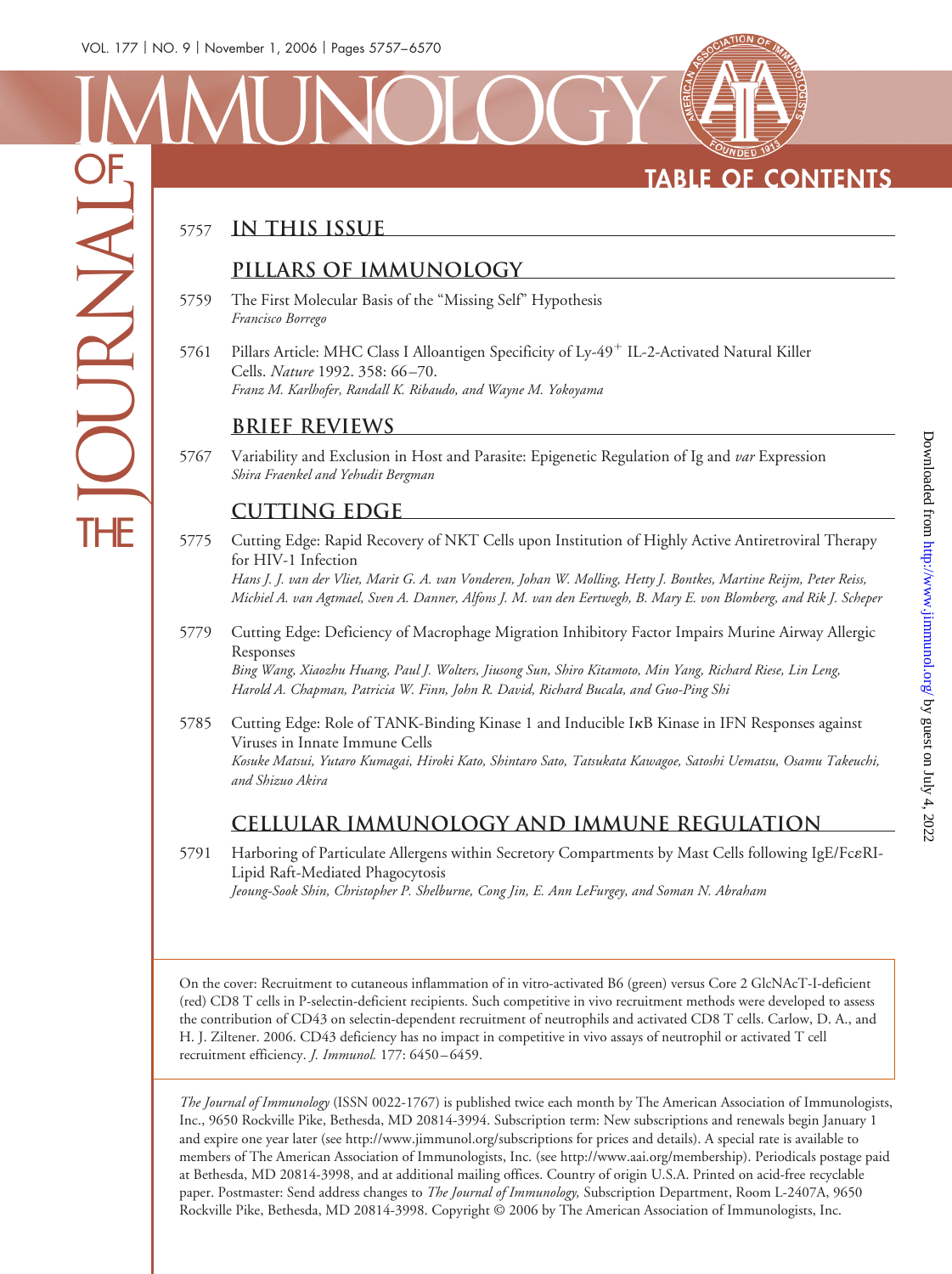# THE JOURNAL OF IMMUNOLOGY

## TABLE OF CONTENTS

5757 **IN THIS ISSUE**

### PILLARS OF IMMUNOLOGY

5759 The First Molecular Basis of the "Missing Self" Hypothesis
*Francisco Borrego*

5761 Pillars Article: MHC Class I Alloantigen Specificity of Ly-49$^{+}$ IL-2-Activated Natural Killer Cells. *Nature* 1992. 358: 66–70.
*Franz M. Karlhofer, Randall K. Ribaudo, and Wayne M. Yokoyama*

### BRIEF REVIEWS

5767 Variability and Exclusion in Host and Parasite: Epigenetic Regulation of Ig and *var* Expression
*Shira Fraenkel and Yehudit Bergman*

### CUTTING EDGE

5775 Cutting Edge: Rapid Recovery of NKT Cells upon Institution of Highly Active Antiretroviral Therapy for HIV-1 Infection
*Hans J. J. van der Vliet, Marit G. A. van Vonderen, Johan W. Molling, Hetty J. Bontkes, Martine Reijm, Peter Reiss, Michiel A. van Agtmael, Sven A. Danner, Alfons J. M. van den Eertwegh, B. Mary E. von Blomberg, and Rik J. Scheper*

5779 Cutting Edge: Deficiency of Macrophage Migration Inhibitory Factor Impairs Murine Airway Allergic Responses
*Bing Wang, Xiaozhu Huang, Paul J. Wolters, Jiusong Sun, Shiro Kitamoto, Min Yang, Richard Riese, Lin Leng, Harold A. Chapman, Patricia W. Finn, John R. David, Richard Bucala, and Guo-Ping Shi*

5785 Cutting Edge: Role of TANK-Binding Kinase 1 and Inducible IκB Kinase in IFN Responses against Viruses in Innate Immune Cells
*Kosuke Matsui, Yutaro Kumagai, Hiroki Kato, Shintaro Sato, Tatsukata Kawagoe, Satoshi Uematsu, Osamu Takeuchi, and Shizuo Akira*

### CELLULAR IMMUNOLOGY AND IMMUNE REGULATION

5791 Harboring of Particulate Allergens within Secretory Compartments by Mast Cells following IgE/FcεRI-Lipid Raft-Mediated Phagocytosis
*Jeoung-Sook Shin, Christopher P. Shelburne, Cong Jin, E. Ann LeFurgey, and Soman N. Abraham*

On the cover: Recruitment to cutaneous inflammation of in vitro-activated B6 (green) versus Core 2 GlcNAcT-I-deficient (red) CD8 T cells in P-selectin-deficient recipients. Such competitive in vivo recruitment methods were developed to assess the contribution of CD43 on selectin-dependent recruitment of neutrophils and activated CD8 T cells. Carlow, D. A., and H. J. Ziltener. 2006. CD43 deficiency has no impact in competitive in vivo assays of neutrophil or activated T cell recruitment efficiency. *J. Immunol.* 177: 6450–6459.

*The Journal of Immunology* (ISSN 0022-1767) is published twice each month by The American Association of Immunologists, Inc., 9650 Rockville Pike, Bethesda, MD 20814-3994. Subscription term: New subscriptions and renewals begin January 1 and expire one year later (see http://www.jimmunol.org/subscriptions for prices and details). A special rate is available to members of The American Association of Immunologists, Inc. (see http://www.aai.org/membership). Periodicals postage paid at Bethesda, MD 20814-3998, and at additional mailing offices. Country of origin U.S.A. Printed on acid-free recyclable paper. Postmaster: Send address changes to *The Journal of Immunology,* Subscription Department, Room L-2407A, 9650 Rockville Pike, Bethesda, MD 20814-3998. Copyright © 2006 by The American Association of Immunologists, Inc.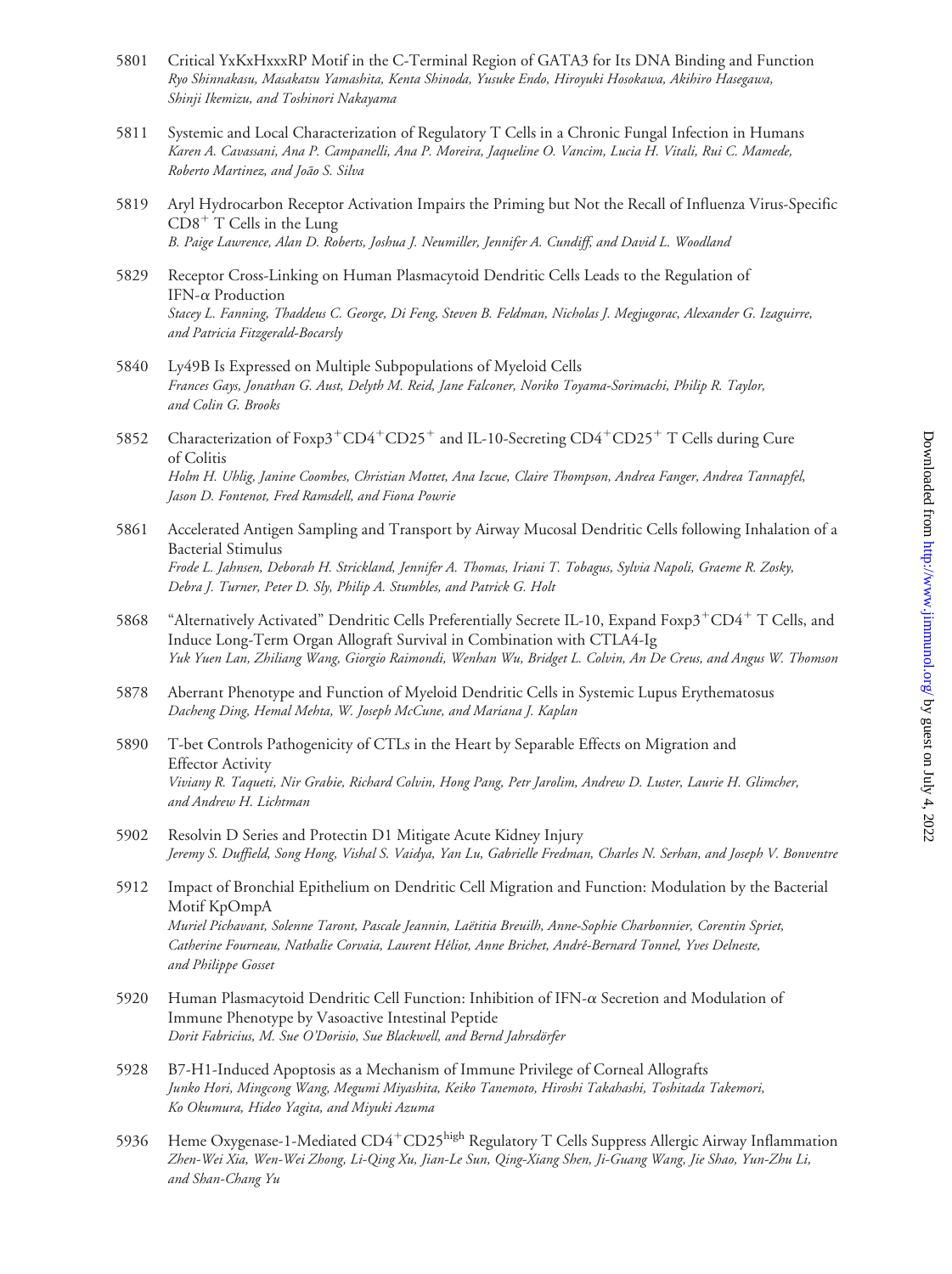5801 Critical YxKxHxxxRP Motif in the C-Terminal Region of GATA3 for Its DNA Binding and Function
*Ryo Shinnakasu, Masakatsu Yamashita, Kenta Shinoda, Yusuke Endo, Hiroyuki Hosokawa, Akihiro Hasegawa, Shinji Ikemizu, and Toshinori Nakayama*

5811 Systemic and Local Characterization of Regulatory T Cells in a Chronic Fungal Infection in Humans
*Karen A. Cavassani, Ana P. Campanelli, Ana P. Moreira, Jaqueline O. Vancim, Lucia H. Vitali, Rui C. Mamede, Roberto Martinez, and João S. Silva*

5819 Aryl Hydrocarbon Receptor Activation Impairs the Priming but Not the Recall of Influenza Virus-Specific $CD8^+$ T Cells in the Lung
*B. Paige Lawrence, Alan D. Roberts, Joshua J. Neumiller, Jennifer A. Cundiff, and David L. Woodland*

5829 Receptor Cross-Linking on Human Plasmacytoid Dendritic Cells Leads to the Regulation of IFN-$\alpha$ Production
*Stacey L. Fanning, Thaddeus C. George, Di Feng, Steven B. Feldman, Nicholas J. Megjugorac, Alexander G. Izaguirre, and Patricia Fitzgerald-Bocarsly*

5840 Ly49B Is Expressed on Multiple Subpopulations of Myeloid Cells
*Frances Gays, Jonathan G. Aust, Delyth M. Reid, Jane Falconer, Noriko Toyama-Sorimachi, Philip R. Taylor, and Colin G. Brooks*

5852 Characterization of $Foxp3^+CD4^+CD25^+$ and IL-10-Secreting $CD4^+CD25^+$ T Cells during Cure of Colitis
*Holm H. Uhlig, Janine Coombes, Christian Mottet, Ana Izcue, Claire Thompson, Andrea Fanger, Andrea Tannapfel, Jason D. Fontenot, Fred Ramsdell, and Fiona Powrie*

5861 Accelerated Antigen Sampling and Transport by Airway Mucosal Dendritic Cells following Inhalation of a Bacterial Stimulus
*Frode L. Jahnsen, Deborah H. Strickland, Jennifer A. Thomas, Iriani T. Tobagus, Sylvia Napoli, Graeme R. Zosky, Debra J. Turner, Peter D. Sly, Philip A. Stumbles, and Patrick G. Holt*

5868 "Alternatively Activated" Dendritic Cells Preferentially Secrete IL-10, Expand $Foxp3^+CD4^+$ T Cells, and Induce Long-Term Organ Allograft Survival in Combination with CTLA4-Ig
*Yuk Yuen Lan, Zhiliang Wang, Giorgio Raimondi, Wenhan Wu, Bridget L. Colvin, An De Creus, and Angus W. Thomson*

5878 Aberrant Phenotype and Function of Myeloid Dendritic Cells in Systemic Lupus Erythematosus
*Dacheng Ding, Hemal Mehta, W. Joseph McCune, and Mariana J. Kaplan*

5890 T-bet Controls Pathogenicity of CTLs in the Heart by Separable Effects on Migration and Effector Activity
*Viviany R. Taqueti, Nir Grabie, Richard Colvin, Hong Pang, Petr Jarolim, Andrew D. Luster, Laurie H. Glimcher, and Andrew H. Lichtman*

5902 Resolvin D Series and Protectin D1 Mitigate Acute Kidney Injury
*Jeremy S. Duffield, Song Hong, Vishal S. Vaidya, Yan Lu, Gabrielle Fredman, Charles N. Serhan, and Joseph V. Bonventre*

5912 Impact of Bronchial Epithelium on Dendritic Cell Migration and Function: Modulation by the Bacterial Motif KpOmpA
*Muriel Pichavant, Solenne Taront, Pascale Jeannin, Laëtitia Breuilh, Anne-Sophie Charbonnier, Corentin Spriet, Catherine Fourneau, Nathalie Corvaia, Laurent Héliot, Anne Brichet, André-Bernard Tonnel, Yves Delneste, and Philippe Gosset*

5920 Human Plasmacytoid Dendritic Cell Function: Inhibition of IFN-$\alpha$ Secretion and Modulation of Immune Phenotype by Vasoactive Intestinal Peptide
*Dorit Fabricius, M. Sue O'Dorisio, Sue Blackwell, and Bernd Jahrsdörfer*

5928 B7-H1-Induced Apoptosis as a Mechanism of Immune Privilege of Corneal Allografts
*Junko Hori, Mingcong Wang, Megumi Miyashita, Keiko Tanemoto, Hiroshi Takahashi, Toshitada Takemori, Ko Okumura, Hideo Yagita, and Miyuki Azuma*

5936 Heme Oxygenase-1-Mediated $CD4^+CD25^{high}$ Regulatory T Cells Suppress Allergic Airway Inflammation
*Zhen-Wei Xia, Wen-Wei Zhong, Li-Qing Xu, Jian-Le Sun, Qing-Xiang Shen, Ji-Guang Wang, Jie Shao, Yun-Zhu Li, and Shan-Chang Yu*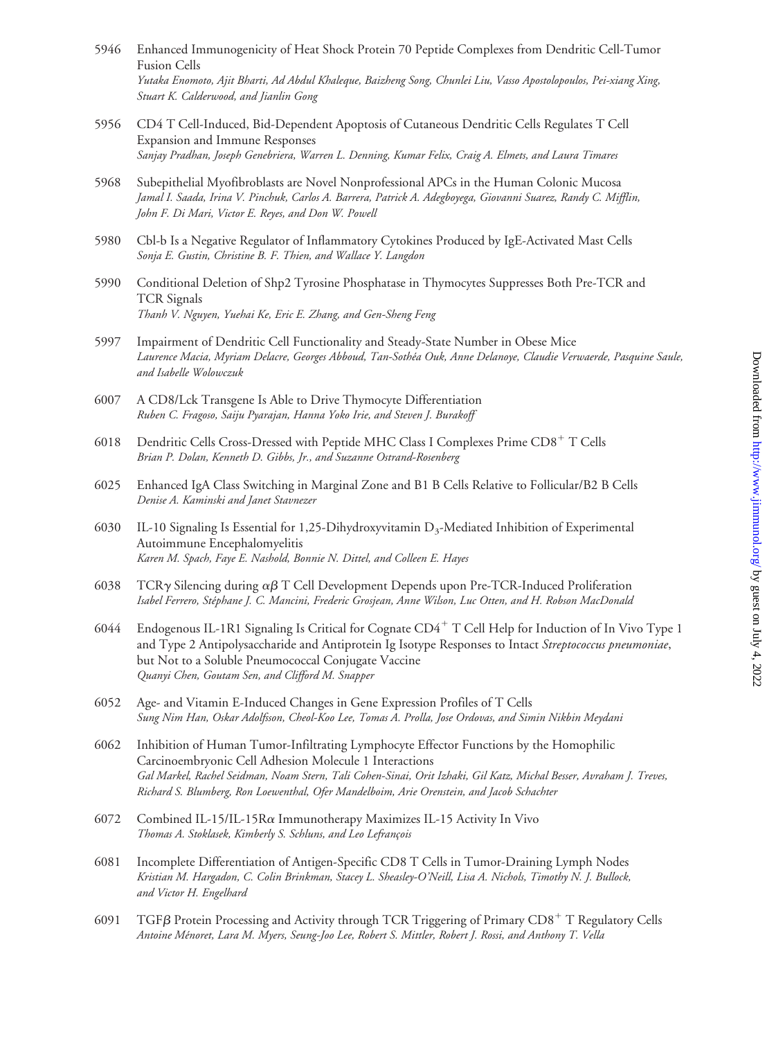5946 Enhanced Immunogenicity of Heat Shock Protein 70 Peptide Complexes from Dendritic Cell-Tumor Fusion Cells
*Yutaka Enomoto, Ajit Bharti, Ad Abdul Khaleque, Baizheng Song, Chunlei Liu, Vasso Apostolopoulos, Pei-xiang Xing, Stuart K. Calderwood, and Jianlin Gong*

5956 CD4 T Cell-Induced, Bid-Dependent Apoptosis of Cutaneous Dendritic Cells Regulates T Cell Expansion and Immune Responses
*Sanjay Pradhan, Joseph Genebriera, Warren L. Denning, Kumar Felix, Craig A. Elmets, and Laura Timares*

5968 Subepithelial Myofibroblasts are Novel Nonprofessional APCs in the Human Colonic Mucosa
*Jamal I. Saada, Irina V. Pinchuk, Carlos A. Barrera, Patrick A. Adegboyega, Giovanni Suarez, Randy C. Mifflin, John F. Di Mari, Victor E. Reyes, and Don W. Powell*

5980 Cbl-b Is a Negative Regulator of Inflammatory Cytokines Produced by IgE-Activated Mast Cells
*Sonja E. Gustin, Christine B. F. Thien, and Wallace Y. Langdon*

5990 Conditional Deletion of Shp2 Tyrosine Phosphatase in Thymocytes Suppresses Both Pre-TCR and TCR Signals
*Thanh V. Nguyen, Yuehai Ke, Eric E. Zhang, and Gen-Sheng Feng*

5997 Impairment of Dendritic Cell Functionality and Steady-State Number in Obese Mice
*Laurence Macia, Myriam Delacre, Georges Abboud, Tan-Sothéa Ouk, Anne Delanoye, Claudie Verwaerde, Pasquine Saule, and Isabelle Wolowczuk*

6007 A CD8/Lck Transgene Is Able to Drive Thymocyte Differentiation
*Ruben C. Fragoso, Saiju Pyarajan, Hanna Yoko Irie, and Steven J. Burakoff*

6018 Dendritic Cells Cross-Dressed with Peptide MHC Class I Complexes Prime $CD8^+$ T Cells
*Brian P. Dolan, Kenneth D. Gibbs, Jr., and Suzanne Ostrand-Rosenberg*

6025 Enhanced IgA Class Switching in Marginal Zone and B1 B Cells Relative to Follicular/B2 B Cells
*Denise A. Kaminski and Janet Stavnezer*

6030 IL-10 Signaling Is Essential for 1,25-Dihydroxyvitamin $D_3$-Mediated Inhibition of Experimental Autoimmune Encephalomyelitis
*Karen M. Spach, Faye E. Nashold, Bonnie N. Dittel, and Colleen E. Hayes*

6038 TCR$\gamma$ Silencing during $\alpha\beta$ T Cell Development Depends upon Pre-TCR-Induced Proliferation
*Isabel Ferrero, Stéphane J. C. Mancini, Frederic Grosjean, Anne Wilson, Luc Otten, and H. Robson MacDonald*

6044 Endogenous IL-1R1 Signaling Is Critical for Cognate $CD4^+$ T Cell Help for Induction of In Vivo Type 1 and Type 2 Antipolysaccharide and Antiprotein Ig Isotype Responses to Intact *Streptococcus pneumoniae*, but Not to a Soluble Pneumococcal Conjugate Vaccine
*Quanyi Chen, Goutam Sen, and Clifford M. Snapper*

6052 Age- and Vitamin E-Induced Changes in Gene Expression Profiles of T Cells
*Sung Nim Han, Oskar Adolfsson, Cheol-Koo Lee, Tomas A. Prolla, Jose Ordovas, and Simin Nikbin Meydani*

6062 Inhibition of Human Tumor-Infiltrating Lymphocyte Effector Functions by the Homophilic Carcinoembryonic Cell Adhesion Molecule 1 Interactions
*Gal Markel, Rachel Seidman, Noam Stern, Tali Cohen-Sinai, Orit Izhaki, Gil Katz, Michal Besser, Avraham J. Treves, Richard S. Blumberg, Ron Loewenthal, Ofer Mandelboim, Arie Orenstein, and Jacob Schachter*

6072 Combined IL-15/IL-15R$\alpha$ Immunotherapy Maximizes IL-15 Activity In Vivo
*Thomas A. Stoklasek, Kimberly S. Schluns, and Leo Lefrançois*

6081 Incomplete Differentiation of Antigen-Specific CD8 T Cells in Tumor-Draining Lymph Nodes
*Kristian M. Hargadon, C. Colin Brinkman, Stacey L. Sheasley-O'Neill, Lisa A. Nichols, Timothy N. J. Bullock, and Victor H. Engelhard*

6091 TGF$\beta$ Protein Processing and Activity through TCR Triggering of Primary $CD8^+$ T Regulatory Cells
*Antoine Ménoret, Lara M. Myers, Seung-Joo Lee, Robert S. Mittler, Robert J. Rossi, and Anthony T. Vella*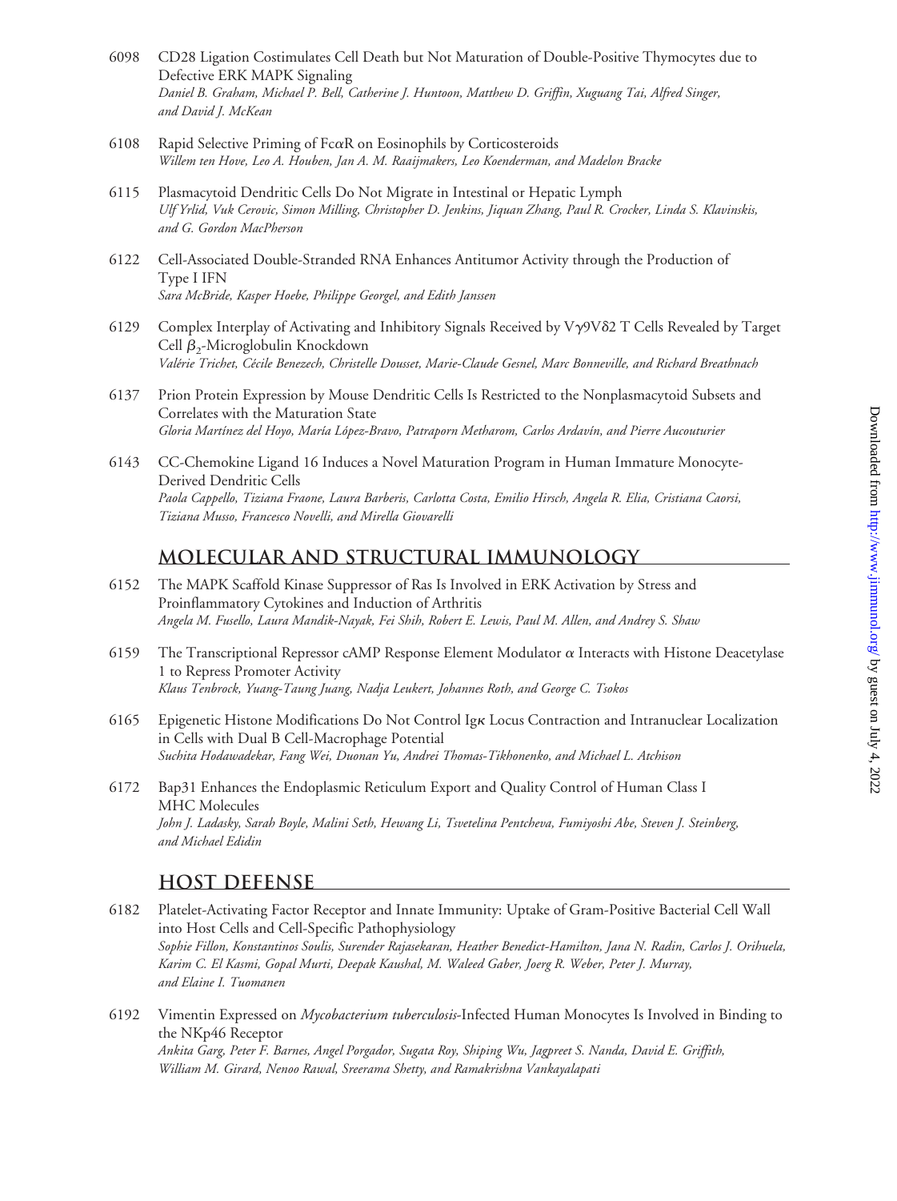6098 CD28 Ligation Costimulates Cell Death but Not Maturation of Double-Positive Thymocytes due to Defective ERK MAPK Signaling
*Daniel B. Graham, Michael P. Bell, Catherine J. Huntoon, Matthew D. Griffin, Xuguang Tai, Alfred Singer, and David J. McKean*

6108 Rapid Selective Priming of FcαR on Eosinophils by Corticosteroids
*Willem ten Hove, Leo A. Houben, Jan A. M. Raaijmakers, Leo Koenderman, and Madelon Bracke*

6115 Plasmacytoid Dendritic Cells Do Not Migrate in Intestinal or Hepatic Lymph
*Ulf Yrlid, Vuk Cerovic, Simon Milling, Christopher D. Jenkins, Jiquan Zhang, Paul R. Crocker, Linda S. Klavinskis, and G. Gordon MacPherson*

6122 Cell-Associated Double-Stranded RNA Enhances Antitumor Activity through the Production of Type I IFN
*Sara McBride, Kasper Hoebe, Philippe Georgel, and Edith Janssen*

6129 Complex Interplay of Activating and Inhibitory Signals Received by Vγ9Vδ2 T Cells Revealed by Target Cell $\beta_2$-Microglobulin Knockdown
*Valérie Trichet, Cécile Benezech, Christelle Dousset, Marie-Claude Gesnel, Marc Bonneville, and Richard Breathnach*

6137 Prion Protein Expression by Mouse Dendritic Cells Is Restricted to the Nonplasmacytoid Subsets and Correlates with the Maturation State
*Gloria Martínez del Hoyo, María López-Bravo, Patraporn Metharom, Carlos Ardavín, and Pierre Aucouturier*

6143 CC-Chemokine Ligand 16 Induces a Novel Maturation Program in Human Immature Monocyte-Derived Dendritic Cells
*Paola Cappello, Tiziana Fraone, Laura Barberis, Carlotta Costa, Emilio Hirsch, Angela R. Elia, Cristiana Caorsi, Tiziana Musso, Francesco Novelli, and Mirella Giovarelli*

## MOLECULAR AND STRUCTURAL IMMUNOLOGY

6152 The MAPK Scaffold Kinase Suppressor of Ras Is Involved in ERK Activation by Stress and Proinflammatory Cytokines and Induction of Arthritis
*Angela M. Fusello, Laura Mandik-Nayak, Fei Shih, Robert E. Lewis, Paul M. Allen, and Andrey S. Shaw*

6159 The Transcriptional Repressor cAMP Response Element Modulator α Interacts with Histone Deacetylase 1 to Repress Promoter Activity
*Klaus Tenbrock, Yuang-Taung Juang, Nadja Leukert, Johannes Roth, and George C. Tsokos*

6165 Epigenetic Histone Modifications Do Not Control Igκ Locus Contraction and Intranuclear Localization in Cells with Dual B Cell-Macrophage Potential
*Suchita Hodawadekar, Fang Wei, Duonan Yu, Andrei Thomas-Tikhonenko, and Michael L. Atchison*

6172 Bap31 Enhances the Endoplasmic Reticulum Export and Quality Control of Human Class I MHC Molecules
*John J. Ladasky, Sarah Boyle, Malini Seth, Hewang Li, Tsvetelina Pentcheva, Fumiyoshi Abe, Steven J. Steinberg, and Michael Edidin*

## HOST DEFENSE

6182 Platelet-Activating Factor Receptor and Innate Immunity: Uptake of Gram-Positive Bacterial Cell Wall into Host Cells and Cell-Specific Pathophysiology
*Sophie Fillon, Konstantinos Soulis, Surender Rajasekaran, Heather Benedict-Hamilton, Jana N. Radin, Carlos J. Orihuela, Karim C. El Kasmi, Gopal Murti, Deepak Kaushal, M. Waleed Gaber, Joerg R. Weber, Peter J. Murray, and Elaine I. Tuomanen*

6192 Vimentin Expressed on *Mycobacterium tuberculosis*-Infected Human Monocytes Is Involved in Binding to the NKp46 Receptor
*Ankita Garg, Peter F. Barnes, Angel Porgador, Sugata Roy, Shiping Wu, Jagpreet S. Nanda, David E. Griffith, William M. Girard, Nenoo Rawal, Sreerama Shetty, and Ramakrishna Vankayalapati*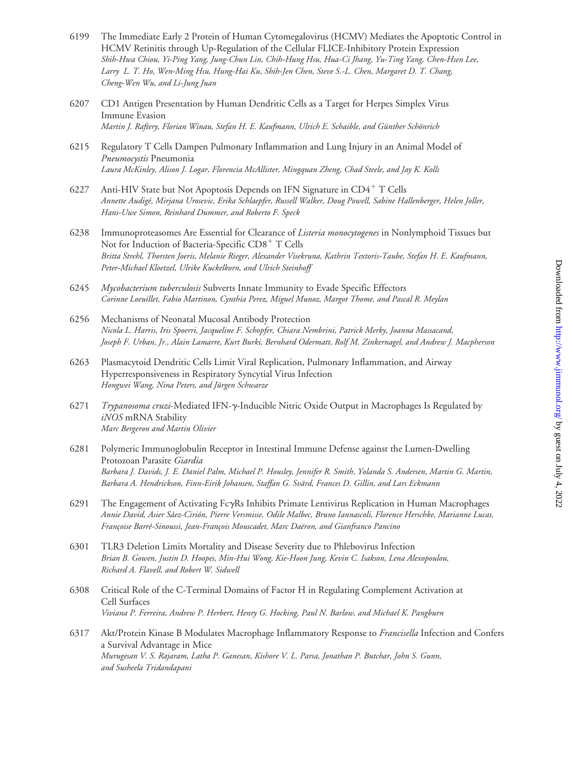6199 The Immediate Early 2 Protein of Human Cytomegalovirus (HCMV) Mediates the Apoptotic Control in HCMV Retinitis through Up-Regulation of the Cellular FLICE-Inhibitory Protein Expression
*Shih-Hwa Chiou, Yi-Ping Yang, Jung-Chun Lin, Chih-Hung Hsu, Hua-Ci Jhang, Yu-Ting Yang, Chen-Hsen Lee, Larry L. T. Ho, Wen-Ming Hsu, Hung-Hai Ku, Shih-Jen Chen, Steve S.-L. Chen, Margaret D. T. Chang, Cheng-Wen Wu, and Li-Jung Juan*

6207 CD1 Antigen Presentation by Human Dendritic Cells as a Target for Herpes Simplex Virus Immune Evasion
*Martin J. Raftery, Florian Winau, Stefan H. E. Kaufmann, Ulrich E. Schaible, and Günther Schönrich*

6215 Regulatory T Cells Dampen Pulmonary Inflammation and Lung Injury in an Animal Model of *Pneumocystis* Pneumonia
*Laura McKinley, Alison J. Logar, Florencia McAllister, Mingquan Zheng, Chad Steele, and Jay K. Kolls*

6227 Anti-HIV State but Not Apoptosis Depends on IFN Signature in $CD4^+$ T Cells
*Annette Audigé, Mirjana Urosevic, Erika Schlaepfer, Russell Walker, Doug Powell, Sabine Hallenberger, Helen Joller, Hans-Uwe Simon, Reinhard Dummer, and Roberto F. Speck*

6238 Immunoproteasomes Are Essential for Clearance of *Listeria monocytogenes* in Nonlymphoid Tissues but Not for Induction of Bacteria-Specific $CD8^+$ T Cells
*Britta Strehl, Thorsten Joeris, Melanie Rieger, Alexander Visekruna, Kathrin Textoris-Taube, Stefan H. E. Kaufmann, Peter-Michael Kloetzel, Ulrike Kuckelkorn, and Ulrich Steinhoff*

6245 *Mycobacterium tuberculosis* Subverts Innate Immunity to Evade Specific Effectors
*Corinne Loeuillet, Fabio Martinon, Cynthia Perez, Miguel Munoz, Margot Thome, and Pascal R. Meylan*

6256 Mechanisms of Neonatal Mucosal Antibody Protection
*Nicola L. Harris, Iris Spoerri, Jacqueline F. Schopfer, Chiara Nembrini, Patrick Merky, Joanna Massacand, Joseph F. Urban, Jr., Alain Lamarre, Kurt Burki, Bernhard Odermatt, Rolf M. Zinkernagel, and Andrew J. Macpherson*

6263 Plasmacytoid Dendritic Cells Limit Viral Replication, Pulmonary Inflammation, and Airway Hyperresponsiveness in Respiratory Syncytial Virus Infection
*Hongwei Wang, Nina Peters, and Jürgen Schwarze*

6271 *Trypanosoma cruzi*-Mediated IFN-γ-Inducible Nitric Oxide Output in Macrophages Is Regulated by *iNOS* mRNA Stability
*Marc Bergeron and Martin Olivier*

6281 Polymeric Immunoglobulin Receptor in Intestinal Immune Defense against the Lumen-Dwelling Protozoan Parasite *Giardia*
*Barbara J. Davids, J. E. Daniel Palm, Michael P. Housley, Jennifer R. Smith, Yolanda S. Andersen, Martin G. Martin, Barbara A. Hendrickson, Finn-Eirik Johansen, Staffan G. Svärd, Frances D. Gillin, and Lars Eckmann*

6291 The Engagement of Activating FcγRs Inhibits Primate Lentivirus Replication in Human Macrophages
*Annie David, Asier Sáez-Cirión, Pierre Versmisse, Odile Malbec, Bruno Iannascoli, Florence Herschke, Marianne Lucas, Françoise Barré-Sinoussi, Jean-François Mouscadet, Marc Daëron, and Gianfranco Pancino*

6301 TLR3 Deletion Limits Mortality and Disease Severity due to Phlebovirus Infection
*Brian B. Gowen, Justin D. Hoopes, Min-Hui Wong, Kie-Hoon Jung, Kevin C. Isakson, Lena Alexopoulou, Richard A. Flavell, and Robert W. Sidwell*

6308 Critical Role of the C-Terminal Domains of Factor H in Regulating Complement Activation at Cell Surfaces
*Viviana P. Ferreira, Andrew P. Herbert, Henry G. Hocking, Paul N. Barlow, and Michael K. Pangburn*

6317 Akt/Protein Kinase B Modulates Macrophage Inflammatory Response to *Francisella* Infection and Confers a Survival Advantage in Mice
*Murugesan V. S. Rajaram, Latha P. Ganesan, Kishore V. L. Parsa, Jonathan P. Butchar, John S. Gunn, and Susheela Tridandapani*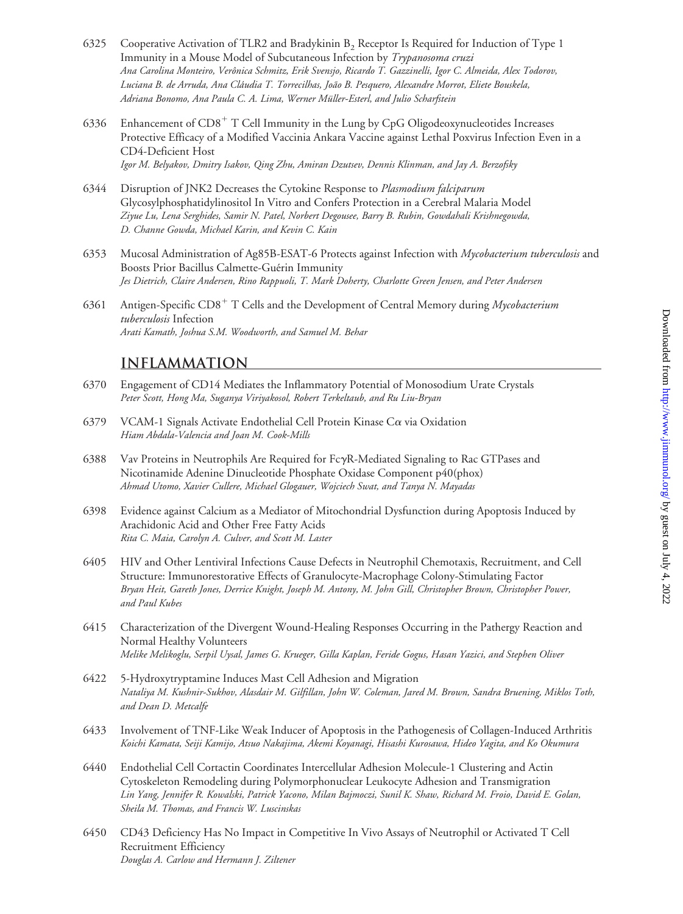6325 Cooperative Activation of TLR2 and Bradykinin $B_2$ Receptor Is Required for Induction of Type 1 Immunity in a Mouse Model of Subcutaneous Infection by *Trypanosoma cruzi*
*Ana Carolina Monteiro, Verônica Schmitz, Erik Svensjo, Ricardo T. Gazzinelli, Igor C. Almeida, Alex Todorov, Luciana B. de Arruda, Ana Cláudia T. Torrecilhas, João B. Pesquero, Alexandre Morrot, Eliete Bouskela, Adriana Bonomo, Ana Paula C. A. Lima, Werner Müller-Esterl, and Julio Scharfstein*

6336 Enhancement of $CD8^+$ T Cell Immunity in the Lung by CpG Oligodeoxynucleotides Increases Protective Efficacy of a Modified Vaccinia Ankara Vaccine against Lethal Poxvirus Infection Even in a CD4-Deficient Host
*Igor M. Belyakov, Dmitry Isakov, Qing Zhu, Amiran Dzutsev, Dennis Klinman, and Jay A. Berzofsky*

6344 Disruption of JNK2 Decreases the Cytokine Response to *Plasmodium falciparum* Glycosylphosphatidylinositol In Vitro and Confers Protection in a Cerebral Malaria Model
*Ziyue Lu, Lena Serghides, Samir N. Patel, Norbert Degousee, Barry B. Rubin, Gowdahali Krishnegowda, D. Channe Gowda, Michael Karin, and Kevin C. Kain*

6353 Mucosal Administration of Ag85B-ESAT-6 Protects against Infection with *Mycobacterium tuberculosis* and Boosts Prior Bacillus Calmette-Guérin Immunity
*Jes Dietrich, Claire Andersen, Rino Rappuoli, T. Mark Doherty, Charlotte Green Jensen, and Peter Andersen*

6361 Antigen-Specific $CD8^+$ T Cells and the Development of Central Memory during *Mycobacterium tuberculosis* Infection
*Arati Kamath, Joshua S.M. Woodworth, and Samuel M. Behar*

## INFLAMMATION

6370 Engagement of CD14 Mediates the Inflammatory Potential of Monosodium Urate Crystals
*Peter Scott, Hong Ma, Suganya Viriyakosol, Robert Terkeltaub, and Ru Liu-Bryan*

6379 VCAM-1 Signals Activate Endothelial Cell Protein Kinase Cα via Oxidation
*Hiam Abdala-Valencia and Joan M. Cook-Mills*

6388 Vav Proteins in Neutrophils Are Required for FcγR-Mediated Signaling to Rac GTPases and Nicotinamide Adenine Dinucleotide Phosphate Oxidase Component p40(phox)
*Ahmad Utomo, Xavier Cullere, Michael Glogauer, Wojciech Swat, and Tanya N. Mayadas*

6398 Evidence against Calcium as a Mediator of Mitochondrial Dysfunction during Apoptosis Induced by Arachidonic Acid and Other Free Fatty Acids
*Rita C. Maia, Carolyn A. Culver, and Scott M. Laster*

6405 HIV and Other Lentiviral Infections Cause Defects in Neutrophil Chemotaxis, Recruitment, and Cell Structure: Immunorestorative Effects of Granulocyte-Macrophage Colony-Stimulating Factor
*Bryan Heit, Gareth Jones, Derrice Knight, Joseph M. Antony, M. John Gill, Christopher Brown, Christopher Power, and Paul Kubes*

6415 Characterization of the Divergent Wound-Healing Responses Occurring in the Pathergy Reaction and Normal Healthy Volunteers
*Melike Melikoglu, Serpil Uysal, James G. Krueger, Gilla Kaplan, Feride Gogus, Hasan Yazici, and Stephen Oliver*

6422 5-Hydroxytryptamine Induces Mast Cell Adhesion and Migration
*Nataliya M. Kushnir-Sukhov, Alasdair M. Gilfillan, John W. Coleman, Jared M. Brown, Sandra Bruening, Miklos Toth, and Dean D. Metcalfe*

6433 Involvement of TNF-Like Weak Inducer of Apoptosis in the Pathogenesis of Collagen-Induced Arthritis
*Koichi Kamata, Seiji Kamijo, Atsuo Nakajima, Akemi Koyanagi, Hisashi Kurosawa, Hideo Yagita, and Ko Okumura*

6440 Endothelial Cell Cortactin Coordinates Intercellular Adhesion Molecule-1 Clustering and Actin Cytoskeleton Remodeling during Polymorphonuclear Leukocyte Adhesion and Transmigration
*Lin Yang, Jennifer R. Kowalski, Patrick Yacono, Milan Bajmoczi, Sunil K. Shaw, Richard M. Froio, David E. Golan, Sheila M. Thomas, and Francis W. Luscinskas*

6450 CD43 Deficiency Has No Impact in Competitive In Vivo Assays of Neutrophil or Activated T Cell Recruitment Efficiency
*Douglas A. Carlow and Hermann J. Ziltener*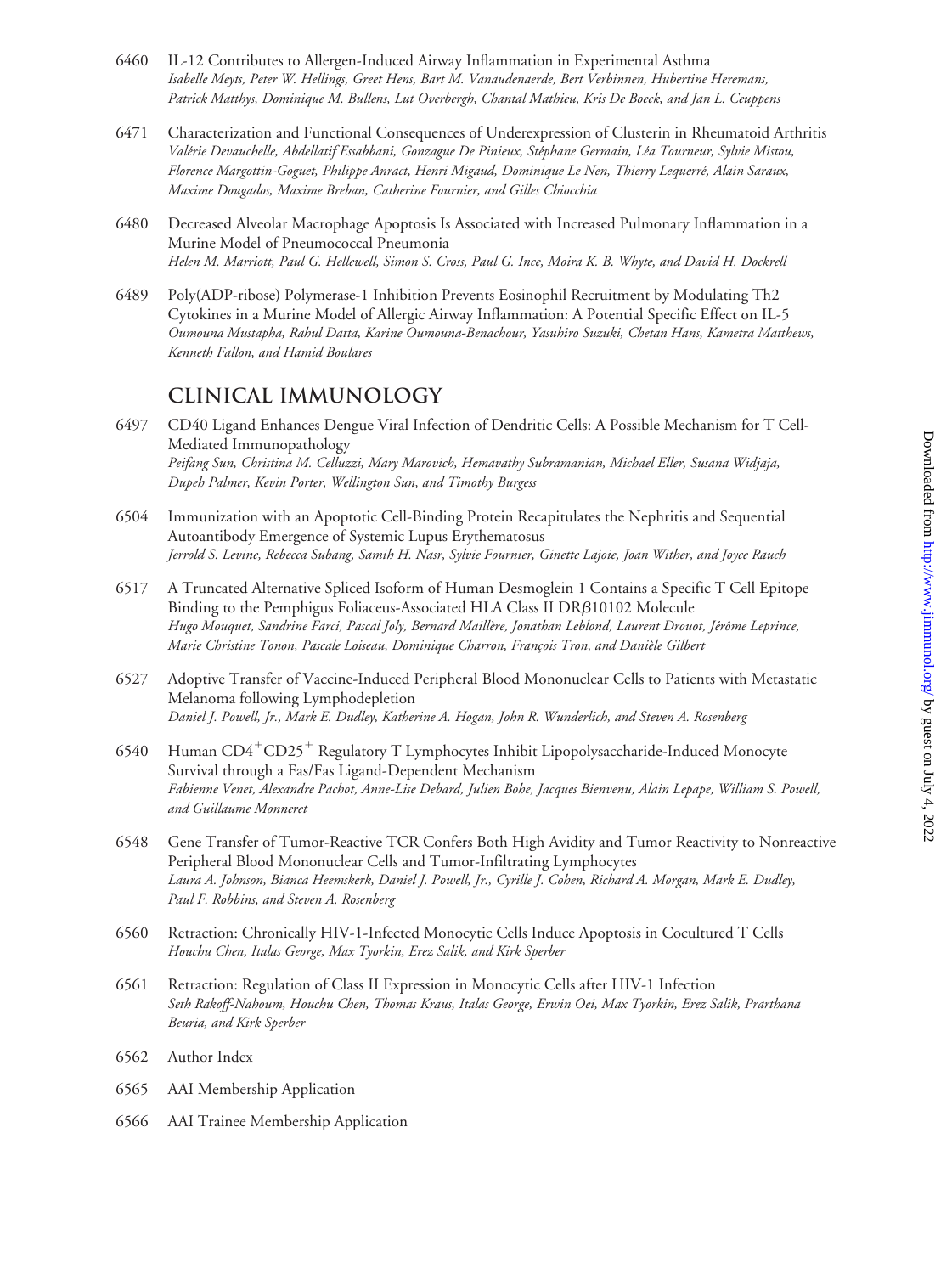6460 IL-12 Contributes to Allergen-Induced Airway Inflammation in Experimental Asthma
*Isabelle Meyts, Peter W. Hellings, Greet Hens, Bart M. Vanaudenaerde, Bert Verbinnen, Hubertine Heremans, Patrick Matthys, Dominique M. Bullens, Lut Overbergh, Chantal Mathieu, Kris De Boeck, and Jan L. Ceuppens*

6471 Characterization and Functional Consequences of Underexpression of Clusterin in Rheumatoid Arthritis
*Valérie Devauchelle, Abdellatif Essabbani, Gonzague De Pinieux, Stéphane Germain, Léa Tourneur, Sylvie Mistou, Florence Margottin-Goguet, Philippe Anract, Henri Migaud, Dominique Le Nen, Thierry Lequerré, Alain Saraux, Maxime Dougados, Maxime Breban, Catherine Fournier, and Gilles Chiocchia*

6480 Decreased Alveolar Macrophage Apoptosis Is Associated with Increased Pulmonary Inflammation in a Murine Model of Pneumococcal Pneumonia
*Helen M. Marriott, Paul G. Hellewell, Simon S. Cross, Paul G. Ince, Moira K. B. Whyte, and David H. Dockrell*

6489 Poly(ADP-ribose) Polymerase-1 Inhibition Prevents Eosinophil Recruitment by Modulating Th2 Cytokines in a Murine Model of Allergic Airway Inflammation: A Potential Specific Effect on IL-5
*Oumouna Mustapha, Rahul Datta, Karine Oumouna-Benachour, Yasuhiro Suzuki, Chetan Hans, Kametra Matthews, Kenneth Fallon, and Hamid Boulares*

## CLINICAL IMMUNOLOGY

6497 CD40 Ligand Enhances Dengue Viral Infection of Dendritic Cells: A Possible Mechanism for T Cell-Mediated Immunopathology
*Peifang Sun, Christina M. Celluzzi, Mary Marovich, Hemavathy Subramanian, Michael Eller, Susana Widjaja, Dupeh Palmer, Kevin Porter, Wellington Sun, and Timothy Burgess*

6504 Immunization with an Apoptotic Cell-Binding Protein Recapitulates the Nephritis and Sequential Autoantibody Emergence of Systemic Lupus Erythematosus
*Jerrold S. Levine, Rebecca Subang, Samih H. Nasr, Sylvie Fournier, Ginette Lajoie, Joan Wither, and Joyce Rauch*

6517 A Truncated Alternative Spliced Isoform of Human Desmoglein 1 Contains a Specific T Cell Epitope Binding to the Pemphigus Foliaceus-Associated HLA Class II DR$\beta$10102 Molecule
*Hugo Mouquet, Sandrine Farci, Pascal Joly, Bernard Maillère, Jonathan Leblond, Laurent Drouot, Jérôme Leprince, Marie Christine Tonon, Pascale Loiseau, Dominique Charron, François Tron, and Danièle Gilbert*

6527 Adoptive Transfer of Vaccine-Induced Peripheral Blood Mononuclear Cells to Patients with Metastatic Melanoma following Lymphodepletion
*Daniel J. Powell, Jr., Mark E. Dudley, Katherine A. Hogan, John R. Wunderlich, and Steven A. Rosenberg*

6540 Human $CD4^+CD25^+$ Regulatory T Lymphocytes Inhibit Lipopolysaccharide-Induced Monocyte Survival through a Fas/Fas Ligand-Dependent Mechanism
*Fabienne Venet, Alexandre Pachot, Anne-Lise Debard, Julien Bohe, Jacques Bienvenu, Alain Lepape, William S. Powell, and Guillaume Monneret*

6548 Gene Transfer of Tumor-Reactive TCR Confers Both High Avidity and Tumor Reactivity to Nonreactive Peripheral Blood Mononuclear Cells and Tumor-Infiltrating Lymphocytes
*Laura A. Johnson, Bianca Heemskerk, Daniel J. Powell, Jr., Cyrille J. Cohen, Richard A. Morgan, Mark E. Dudley, Paul F. Robbins, and Steven A. Rosenberg*

6560 Retraction: Chronically HIV-1-Infected Monocytic Cells Induce Apoptosis in Cocultured T Cells
*Houchu Chen, Italas George, Max Tyorkin, Erez Salik, and Kirk Sperber*

6561 Retraction: Regulation of Class II Expression in Monocytic Cells after HIV-1 Infection
*Seth Rakoff-Nahoum, Houchu Chen, Thomas Kraus, Italas George, Erwin Oei, Max Tyorkin, Erez Salik, Prarthana Beuria, and Kirk Sperber*

6562 Author Index

6565 AAI Membership Application

6566 AAI Trainee Membership Application